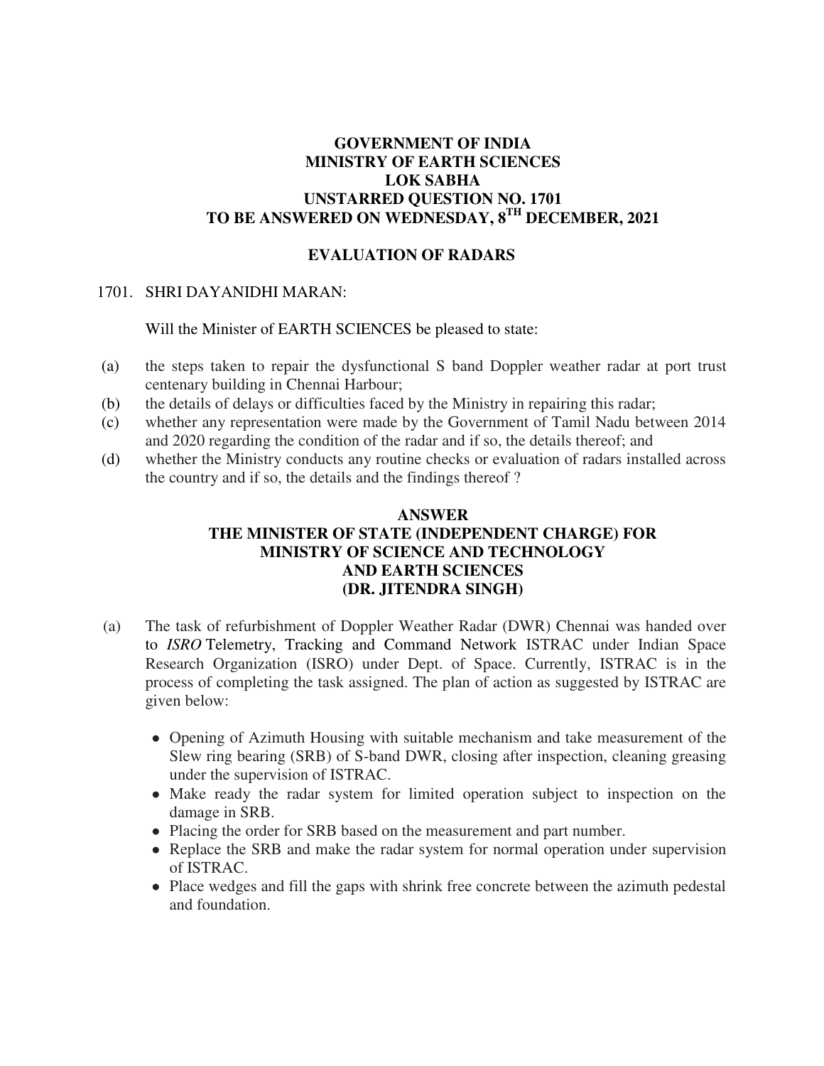**GOVERNMENT OF INDIA**
**MINISTRY OF EARTH SCIENCES**
**LOK SABHA**
**UNSTARRED QUESTION NO. 1701**
**TO BE ANSWERED ON WEDNESDAY, 8TH DECEMBER, 2021**

**EVALUATION OF RADARS**

1701. SHRI DAYANIDHI MARAN:

Will the Minister of EARTH SCIENCES be pleased to state:

(a) the steps taken to repair the dysfunctional S band Doppler weather radar at port trust centenary building in Chennai Harbour;

(b) the details of delays or difficulties faced by the Ministry in repairing this radar;

(c) whether any representation were made by the Government of Tamil Nadu between 2014 and 2020 regarding the condition of the radar and if so, the details thereof; and

(d) whether the Ministry conducts any routine checks or evaluation of radars installed across the country and if so, the details and the findings thereof ?

**ANSWER**
**THE MINISTER OF STATE (INDEPENDENT CHARGE) FOR MINISTRY OF SCIENCE AND TECHNOLOGY AND EARTH SCIENCES**
**(DR. JITENDRA SINGH)**

(a) The task of refurbishment of Doppler Weather Radar (DWR) Chennai was handed over to *ISRO* Telemetry, Tracking and Command Network ISTRAC under Indian Space Research Organization (ISRO) under Dept. of Space. Currently, ISTRAC is in the process of completing the task assigned. The plan of action as suggested by ISTRAC are given below:

- Opening of Azimuth Housing with suitable mechanism and take measurement of the Slew ring bearing (SRB) of S-band DWR, closing after inspection, cleaning greasing under the supervision of ISTRAC.
- Make ready the radar system for limited operation subject to inspection on the damage in SRB.
- Placing the order for SRB based on the measurement and part number.
- Replace the SRB and make the radar system for normal operation under supervision of ISTRAC.
- Place wedges and fill the gaps with shrink free concrete between the azimuth pedestal and foundation.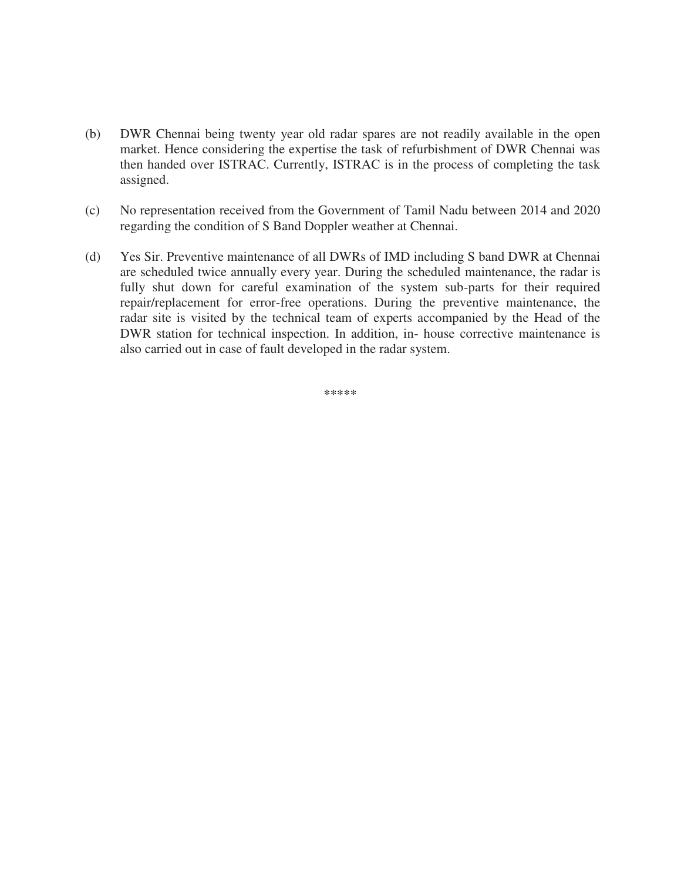(b) DWR Chennai being twenty year old radar spares are not readily available in the open market. Hence considering the expertise the task of refurbishment of DWR Chennai was then handed over ISTRAC. Currently, ISTRAC is in the process of completing the task assigned.

(c) No representation received from the Government of Tamil Nadu between 2014 and 2020 regarding the condition of S Band Doppler weather at Chennai.

(d) Yes Sir. Preventive maintenance of all DWRs of IMD including S band DWR at Chennai are scheduled twice annually every year. During the scheduled maintenance, the radar is fully shut down for careful examination of the system sub-parts for their required repair/replacement for error-free operations. During the preventive maintenance, the radar site is visited by the technical team of experts accompanied by the Head of the DWR station for technical inspection. In addition, in- house corrective maintenance is also carried out in case of fault developed in the radar system.

*****